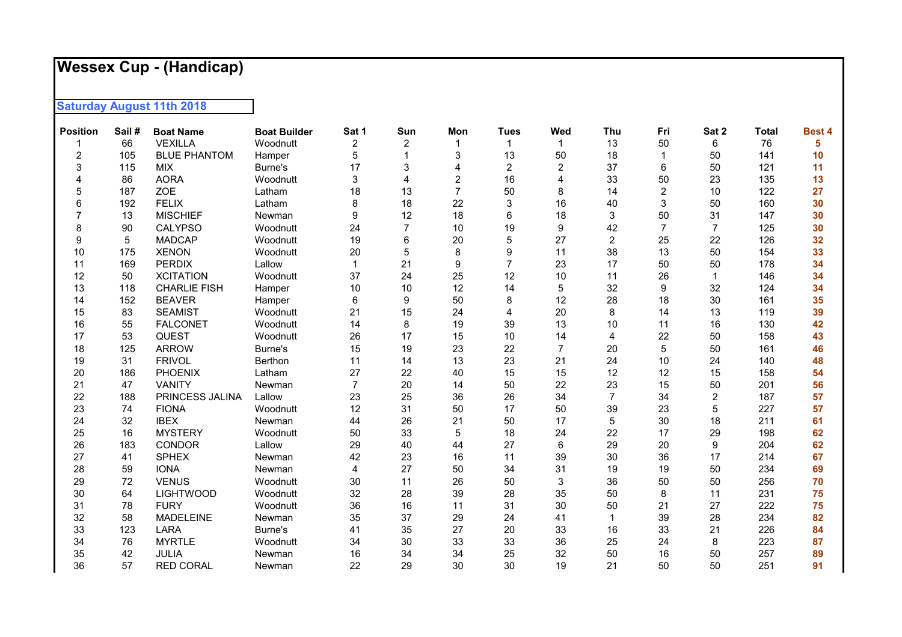# Wessex Cup - (Handicap)

**Saturday August 11th 2018**

| Position | Sail # | Boat Name | Boat Builder | Sat 1 | Sun | Mon | Tues | Wed | Thu | Fri | Sat 2 | Total | Best 4 |
|---|---|---|---|---|---|---|---|---|---|---|---|---|---|
| 1 | 66 | VEXILLA | Woodnutt | 2 | 2 | 1 | 1 | 1 | 13 | 50 | 6 | 76 | **5** |
| 2 | 105 | BLUE PHANTOM | Hamper | 5 | 1 | 3 | 13 | 50 | 18 | 1 | 50 | 141 | **10** |
| 3 | 115 | MIX | Burne's | 17 | 3 | 4 | 2 | 2 | 37 | 6 | 50 | 121 | **11** |
| 4 | 86 | AORA | Woodnutt | 3 | 4 | 2 | 16 | 4 | 33 | 50 | 23 | 135 | **13** |
| 5 | 187 | ZOE | Latham | 18 | 13 | 7 | 50 | 8 | 14 | 2 | 10 | 122 | **27** |
| 6 | 192 | FELIX | Latham | 8 | 18 | 22 | 3 | 16 | 40 | 3 | 50 | 160 | **30** |
| 7 | 13 | MISCHIEF | Newman | 9 | 12 | 18 | 6 | 18 | 3 | 50 | 31 | 147 | **30** |
| 8 | 90 | CALYPSO | Woodnutt | 24 | 7 | 10 | 19 | 9 | 42 | 7 | 7 | 125 | **30** |
| 9 | 5 | MADCAP | Woodnutt | 19 | 6 | 20 | 5 | 27 | 2 | 25 | 22 | 126 | **32** |
| 10 | 175 | XENON | Woodnutt | 20 | 5 | 8 | 9 | 11 | 38 | 13 | 50 | 154 | **33** |
| 11 | 169 | PERDIX | Lallow | 1 | 21 | 9 | 7 | 23 | 17 | 50 | 50 | 178 | **34** |
| 12 | 50 | XCITATION | Woodnutt | 37 | 24 | 25 | 12 | 10 | 11 | 26 | 1 | 146 | **34** |
| 13 | 118 | CHARLIE FISH | Hamper | 10 | 10 | 12 | 14 | 5 | 32 | 9 | 32 | 124 | **34** |
| 14 | 152 | BEAVER | Hamper | 6 | 9 | 50 | 8 | 12 | 28 | 18 | 30 | 161 | **35** |
| 15 | 83 | SEAMIST | Woodnutt | 21 | 15 | 24 | 4 | 20 | 8 | 14 | 13 | 119 | **39** |
| 16 | 55 | FALCONET | Woodnutt | 14 | 8 | 19 | 39 | 13 | 10 | 11 | 16 | 130 | **42** |
| 17 | 53 | QUEST | Woodnutt | 26 | 17 | 15 | 10 | 14 | 4 | 22 | 50 | 158 | **43** |
| 18 | 125 | ARROW | Burne's | 15 | 19 | 23 | 22 | 7 | 20 | 5 | 50 | 161 | **46** |
| 19 | 31 | FRIVOL | Berthon | 11 | 14 | 13 | 23 | 21 | 24 | 10 | 24 | 140 | **48** |
| 20 | 186 | PHOENIX | Latham | 27 | 22 | 40 | 15 | 15 | 12 | 12 | 15 | 158 | **54** |
| 21 | 47 | VANITY | Newman | 7 | 20 | 14 | 50 | 22 | 23 | 15 | 50 | 201 | **56** |
| 22 | 188 | PRINCESS JALINA | Lallow | 23 | 25 | 36 | 26 | 34 | 7 | 34 | 2 | 187 | **57** |
| 23 | 74 | FIONA | Woodnutt | 12 | 31 | 50 | 17 | 50 | 39 | 23 | 5 | 227 | **57** |
| 24 | 32 | IBEX | Newman | 44 | 26 | 21 | 50 | 17 | 5 | 30 | 18 | 211 | **61** |
| 25 | 16 | MYSTERY | Woodnutt | 50 | 33 | 5 | 18 | 24 | 22 | 17 | 29 | 198 | **62** |
| 26 | 183 | CONDOR | Lallow | 29 | 40 | 44 | 27 | 6 | 29 | 20 | 9 | 204 | **62** |
| 27 | 41 | SPHEX | Newman | 42 | 23 | 16 | 11 | 39 | 30 | 36 | 17 | 214 | **67** |
| 28 | 59 | IONA | Newman | 4 | 27 | 50 | 34 | 31 | 19 | 19 | 50 | 234 | **69** |
| 29 | 72 | VENUS | Woodnutt | 30 | 11 | 26 | 50 | 3 | 36 | 50 | 50 | 256 | **70** |
| 30 | 64 | LIGHTWOOD | Woodnutt | 32 | 28 | 39 | 28 | 35 | 50 | 8 | 11 | 231 | **75** |
| 31 | 78 | FURY | Woodnutt | 36 | 16 | 11 | 31 | 30 | 50 | 21 | 27 | 222 | **75** |
| 32 | 58 | MADELEINE | Newman | 35 | 37 | 29 | 24 | 41 | 1 | 39 | 28 | 234 | **82** |
| 33 | 123 | LARA | Burne's | 41 | 35 | 27 | 20 | 33 | 16 | 33 | 21 | 226 | **84** |
| 34 | 76 | MYRTLE | Woodnutt | 34 | 30 | 33 | 33 | 36 | 25 | 24 | 8 | 223 | **87** |
| 35 | 42 | JULIA | Newman | 16 | 34 | 34 | 25 | 32 | 50 | 16 | 50 | 257 | **89** |
| 36 | 57 | RED CORAL | Newman | 22 | 29 | 30 | 30 | 19 | 21 | 50 | 50 | 251 | **91** |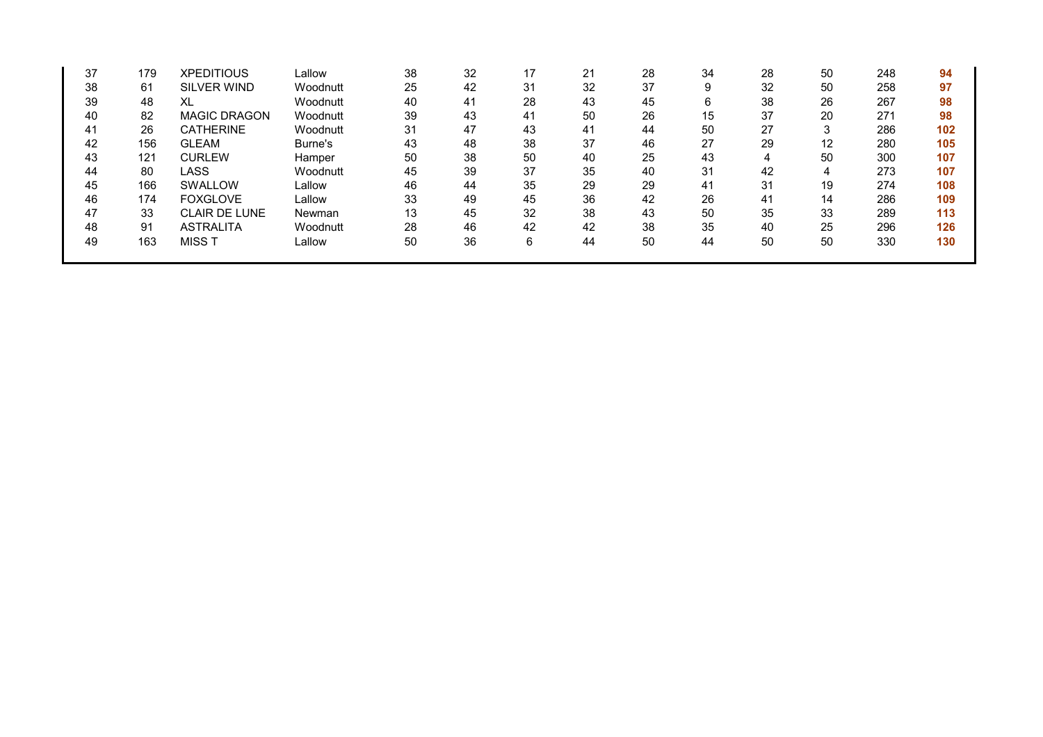| | | | | | | | | | | | | | |
|---|---|---|---|---|---|---|---|---|---|---|---|---|---|
| 37 | 179 | XPEDITIOUS | Lallow | 38 | 32 | 17 | 21 | 28 | 34 | 28 | 50 | 248 | **94** |
| 38 | 61 | SILVER WIND | Woodnutt | 25 | 42 | 31 | 32 | 37 | 9 | 32 | 50 | 258 | **97** |
| 39 | 48 | XL | Woodnutt | 40 | 41 | 28 | 43 | 45 | 6 | 38 | 26 | 267 | **98** |
| 40 | 82 | MAGIC DRAGON | Woodnutt | 39 | 43 | 41 | 50 | 26 | 15 | 37 | 20 | 271 | **98** |
| 41 | 26 | CATHERINE | Woodnutt | 31 | 47 | 43 | 41 | 44 | 50 | 27 | 3 | 286 | **102** |
| 42 | 156 | GLEAM | Burne's | 43 | 48 | 38 | 37 | 46 | 27 | 29 | 12 | 280 | **105** |
| 43 | 121 | CURLEW | Hamper | 50 | 38 | 50 | 40 | 25 | 43 | 4 | 50 | 300 | **107** |
| 44 | 80 | LASS | Woodnutt | 45 | 39 | 37 | 35 | 40 | 31 | 42 | 4 | 273 | **107** |
| 45 | 166 | SWALLOW | Lallow | 46 | 44 | 35 | 29 | 29 | 41 | 31 | 19 | 274 | **108** |
| 46 | 174 | FOXGLOVE | Lallow | 33 | 49 | 45 | 36 | 42 | 26 | 41 | 14 | 286 | **109** |
| 47 | 33 | CLAIR DE LUNE | Newman | 13 | 45 | 32 | 38 | 43 | 50 | 35 | 33 | 289 | **113** |
| 48 | 91 | ASTRALITA | Woodnutt | 28 | 46 | 42 | 42 | 38 | 35 | 40 | 25 | 296 | **126** |
| 49 | 163 | MISS T | Lallow | 50 | 36 | 6 | 44 | 50 | 44 | 50 | 50 | 330 | **130** |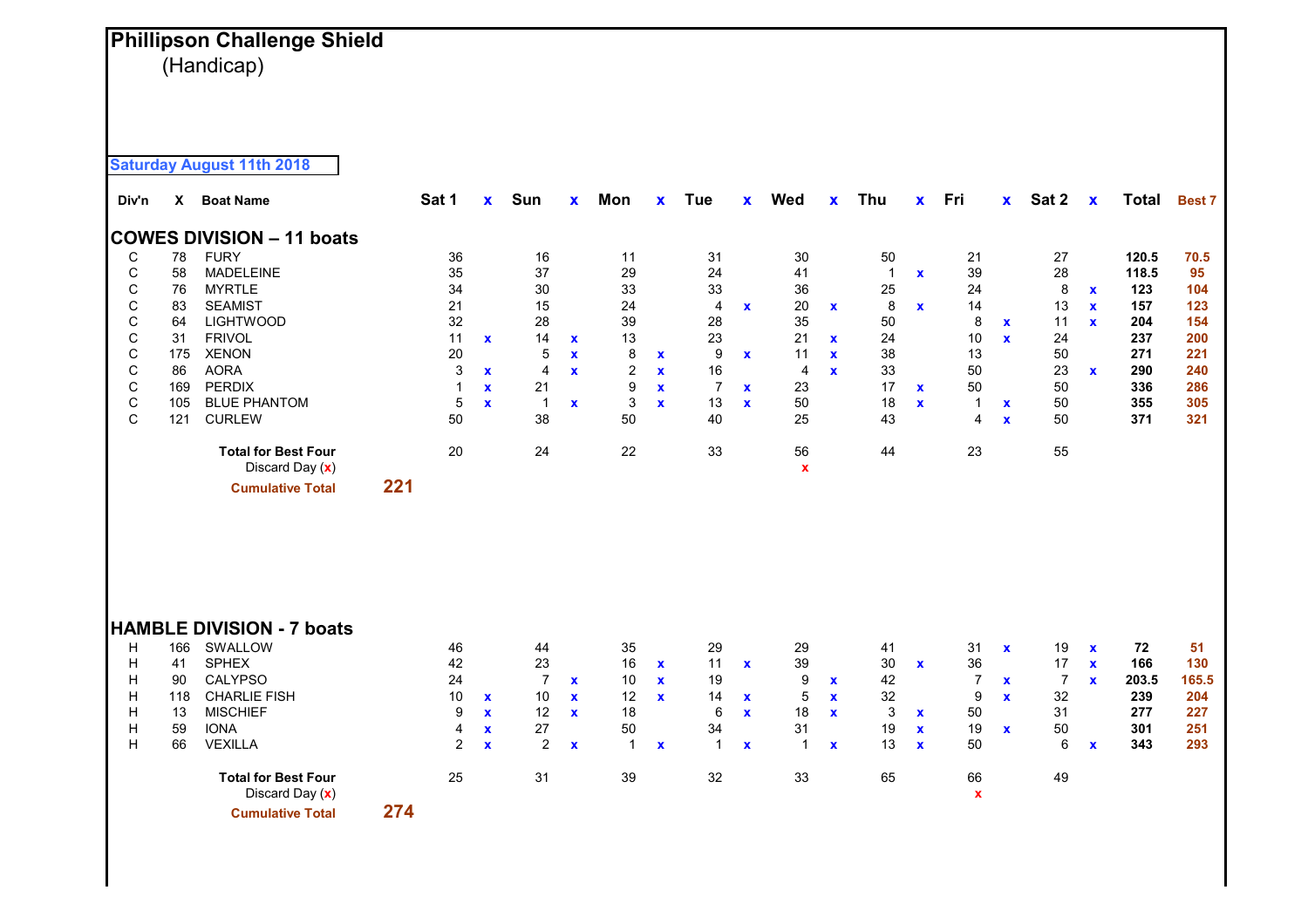# Phillipson Challenge Shield

(Handicap)

**Saturday August 11th 2018**

## COWES DIVISION – 11 boats

| Div'n | X | Boat Name | Sat 1 | x | Sun | x | Mon | x | Tue | x | Wed | x | Thu | x | Fri | x | Sat 2 | x | Total | Best 7 |
|---|---|---|---|---|---|---|---|---|---|---|---|---|---|---|---|---|---|---|---|---|
| C | 78 | FURY | 36 | | 16 | | 11 | | 31 | | 30 | | 50 | | 21 | | 27 | | **120.5** | **70.5** |
| C | 58 | MADELEINE | 35 | | 37 | | 29 | | 24 | | 41 | | 1 | x | 39 | | 28 | | **118.5** | **95** |
| C | 76 | MYRTLE | 34 | | 30 | | 33 | | 33 | | 36 | | 25 | | 24 | | 8 | x | **123** | **104** |
| C | 83 | SEAMIST | 21 | | 15 | | 24 | | 4 | x | 20 | x | 8 | x | 14 | | 13 | x | **157** | **123** |
| C | 64 | LIGHTWOOD | 32 | | 28 | | 39 | | 28 | | 35 | | 50 | | 8 | x | 11 | x | **204** | **154** |
| C | 31 | FRIVOL | 11 | x | 14 | x | 13 | | 23 | | 21 | x | 24 | | 10 | x | 24 | | **237** | **200** |
| C | 175 | XENON | 20 | | 5 | x | 8 | x | 9 | x | 11 | x | 38 | | 13 | | 50 | | **271** | **221** |
| C | 86 | AORA | 3 | x | 4 | x | 2 | x | 16 | | 4 | x | 33 | | 50 | | 23 | x | **290** | **240** |
| C | 169 | PERDIX | 1 | x | 21 | | 9 | x | 7 | x | 23 | | 17 | x | 50 | | 50 | | **336** | **286** |
| C | 105 | BLUE PHANTOM | 5 | x | 1 | x | 3 | x | 13 | x | 50 | | 18 | x | 1 | x | 50 | | **355** | **305** |
| C | 121 | CURLEW | 50 | | 38 | | 50 | | 40 | | 25 | | 43 | | 4 | x | 50 | | **371** | **321** |
| | | **Total for Best Four** | 20 | | 24 | | 22 | | 33 | | 56 | | 44 | | 23 | | 55 | | | |
| | | Discard Day (x) | | | | | | | | | x | | | | | | | | | |
| | | **Cumulative Total** | **221** | | | | | | | | | | | | | | | | | |

## HAMBLE DIVISION - 7 boats

| Div'n | X | Boat Name | Sat 1 | x | Sun | x | Mon | x | Tue | x | Wed | x | Thu | x | Fri | x | Sat 2 | x | Total | Best 7 |
|---|---|---|---|---|---|---|---|---|---|---|---|---|---|---|---|---|---|---|---|---|
| H | 166 | SWALLOW | 46 | | 44 | | 35 | | 29 | | 29 | | 41 | | 31 | x | 19 | x | **72** | **51** |
| H | 41 | SPHEX | 42 | | 23 | | 16 | x | 11 | x | 39 | | 30 | x | 36 | | 17 | x | **166** | **130** |
| H | 90 | CALYPSO | 24 | | 7 | x | 10 | x | 19 | | 9 | x | 42 | | 7 | x | 7 | x | **203.5** | **165.5** |
| H | 118 | CHARLIE FISH | 10 | x | 10 | x | 12 | x | 14 | x | 5 | x | 32 | | 9 | x | 32 | | **239** | **204** |
| H | 13 | MISCHIEF | 9 | x | 12 | x | 18 | | 6 | x | 18 | x | 3 | x | 50 | | 31 | | **277** | **227** |
| H | 59 | IONA | 4 | x | 27 | | 50 | | 34 | | 31 | | 19 | x | 19 | x | 50 | | **301** | **251** |
| H | 66 | VEXILLA | 2 | x | 2 | x | 1 | x | 1 | x | 1 | x | 13 | x | 50 | | 6 | x | **343** | **293** |
| | | **Total for Best Four** | 25 | | 31 | | 39 | | 32 | | 33 | | 65 | | 66 | | 49 | | | |
| | | Discard Day (x) | | | | | | | | | | | | | x | | | | | |
| | | **Cumulative Total** | **274** | | | | | | | | | | | | | | | | | |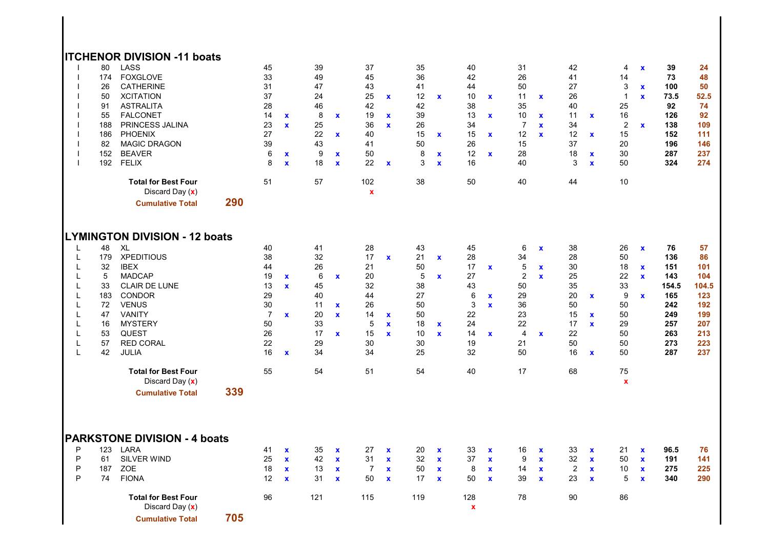## ITCHENOR DIVISION -11 boats

| | | | | | | | | | | | | | | | | | | | |
|---|---|---|---|---|---|---|---|---|---|---|---|---|---|---|---|---|---|---|---|
| I | 80 | LASS | 45 | | 39 | | 37 | | 35 | | 40 | | 31 | | 42 | | 4 | x | 39 | 24 |
| I | 174 | FOXGLOVE | 33 | | 49 | | 45 | | 36 | | 42 | | 26 | | 41 | | 14 | | 73 | 48 |
| I | 26 | CATHERINE | 31 | | 47 | | 43 | | 41 | | 44 | | 50 | | 27 | | 3 | x | 100 | 50 |
| I | 50 | XCITATION | 37 | | 24 | | 25 | x | 12 | x | 10 | x | 11 | x | 26 | | 1 | x | 73.5 | 52.5 |
| I | 91 | ASTRALITA | 28 | | 46 | | 42 | | 42 | | 38 | | 35 | | 40 | | 25 | | 92 | 74 |
| I | 55 | FALCONET | 14 | x | 8 | x | 19 | x | 39 | | 13 | x | 10 | x | 11 | x | 16 | | 126 | 92 |
| I | 188 | PRINCESS JALINA | 23 | x | 25 | | 36 | x | 26 | | 34 | | 7 | x | 34 | | 2 | x | 138 | 109 |
| I | 186 | PHOENIX | 27 | | 22 | x | 40 | | 15 | x | 15 | x | 12 | x | 12 | x | 15 | | 152 | 111 |
| I | 82 | MAGIC DRAGON | 39 | | 43 | | 41 | | 50 | | 26 | | 15 | | 37 | | 20 | | 196 | 146 |
| I | 152 | BEAVER | 6 | x | 9 | x | 50 | | 8 | x | 12 | x | 28 | | 18 | x | 30 | | 287 | 237 |
| I | 192 | FELIX | 8 | x | 18 | x | 22 | x | 3 | x | 16 | | 40 | | 3 | x | 50 | | 324 | 274 |
| | | **Total for Best Four** | 51 | | 57 | | 102 | | 38 | | 50 | | 40 | | 44 | | 10 | | | |
| | | Discard Day (x) | | | | | x | | | | | | | | | | | | | |
| | | **Cumulative Total** | **290** | | | | | | | | | | | | | | | | | |

## LYMINGTON DIVISION - 12 boats

| | | | | | | | | | | | | | | | | | | | |
|---|---|---|---|---|---|---|---|---|---|---|---|---|---|---|---|---|---|---|---|
| L | 48 | XL | 40 | | 41 | | 28 | | 43 | | 45 | | 6 | x | 38 | | 26 | x | 76 | 57 |
| L | 179 | XPEDITIOUS | 38 | | 32 | | 17 | x | 21 | x | 28 | | 34 | | 28 | | 50 | | 136 | 86 |
| L | 32 | IBEX | 44 | | 26 | | 21 | | 50 | | 17 | x | 5 | x | 30 | | 18 | x | 151 | 101 |
| L | 5 | MADCAP | 19 | x | 6 | x | 20 | | 5 | x | 27 | | 2 | x | 25 | | 22 | x | 143 | 104 |
| L | 33 | CLAIR DE LUNE | 13 | x | 45 | | 32 | | 38 | | 43 | | 50 | | 35 | | 33 | | 154.5 | 104.5 |
| L | 183 | CONDOR | 29 | | 40 | | 44 | | 27 | | 6 | x | 29 | | 20 | x | 9 | x | 165 | 123 |
| L | 72 | VENUS | 30 | | 11 | x | 26 | | 50 | | 3 | x | 36 | | 50 | | 50 | | 242 | 192 |
| L | 47 | VANITY | 7 | x | 20 | x | 14 | x | 50 | | 22 | | 23 | | 15 | x | 50 | | 249 | 199 |
| L | 16 | MYSTERY | 50 | | 33 | | 5 | x | 18 | x | 24 | | 22 | | 17 | x | 29 | | 257 | 207 |
| L | 53 | QUEST | 26 | | 17 | x | 15 | x | 10 | x | 14 | x | 4 | x | 22 | | 50 | | 263 | 213 |
| L | 57 | RED CORAL | 22 | | 29 | | 30 | | 30 | | 19 | | 21 | | 50 | | 50 | | 273 | 223 |
| L | 42 | JULIA | 16 | x | 34 | | 34 | | 25 | | 32 | | 50 | | 16 | x | 50 | | 287 | 237 |
| | | **Total for Best Four** | 55 | | 54 | | 51 | | 54 | | 40 | | 17 | | 68 | | 75 | | | |
| | | Discard Day (x) | | | | | | | | | | | | | | | x | | | |
| | | **Cumulative Total** | **339** | | | | | | | | | | | | | | | | | |

## PARKSTONE DIVISION - 4 boats

| | | | | | | | | | | | | | | | | | | | |
|---|---|---|---|---|---|---|---|---|---|---|---|---|---|---|---|---|---|---|---|
| P | 123 | LARA | 41 | x | 35 | x | 27 | x | 20 | x | 33 | x | 16 | x | 33 | x | 21 | x | 96.5 | 76 |
| P | 61 | SILVER WIND | 25 | x | 42 | x | 31 | x | 32 | x | 37 | x | 9 | x | 32 | x | 50 | x | 191 | 141 |
| P | 187 | ZOE | 18 | x | 13 | x | 7 | x | 50 | x | 8 | x | 14 | x | 2 | x | 10 | x | 275 | 225 |
| P | 74 | FIONA | 12 | x | 31 | x | 50 | x | 17 | x | 50 | x | 39 | x | 23 | x | 5 | x | 340 | 290 |
| | | **Total for Best Four** | 96 | | 121 | | 115 | | 119 | | 128 | | 78 | | 90 | | 86 | | | |
| | | Discard Day (x) | | | | | | | | | x | | | | | | | | | |
| | | **Cumulative Total** | **705** | | | | | | | | | | | | | | | | | |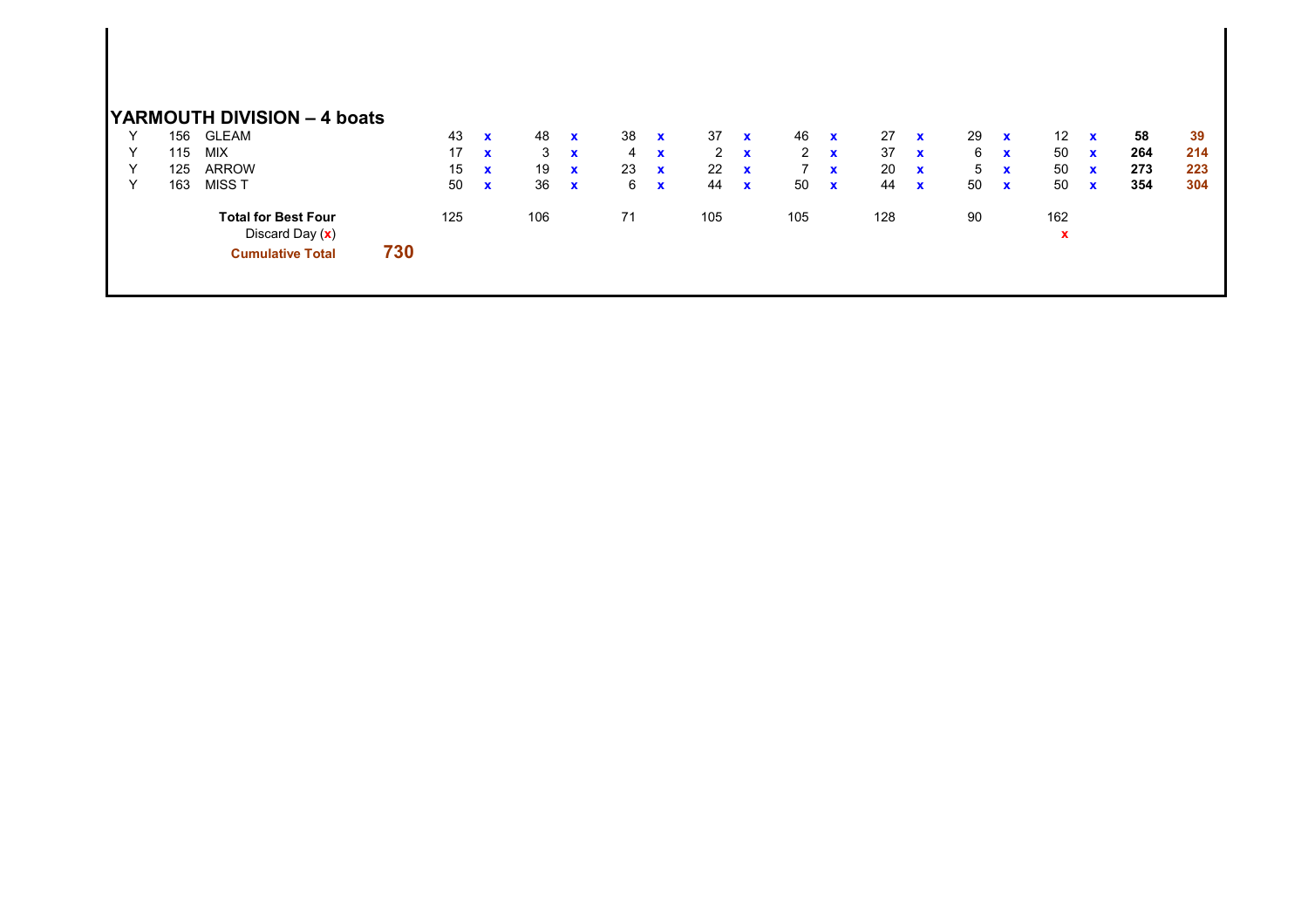## YARMOUTH DIVISION – 4 boats

| | | | | | | | | | | | | | | | | | | | |
|---|---|---|---|---|---|---|---|---|---|---|---|---|---|---|---|---|---|---|---|
| Y | 156 | GLEAM | 43 | x | 48 | x | 38 | x | 37 | x | 46 | x | 27 | x | 29 | x | 12 | x | **58** | **39** |
| Y | 115 | MIX | 17 | x | 3 | x | 4 | x | 2 | x | 2 | x | 37 | x | 6 | x | 50 | x | **264** | **214** |
| Y | 125 | ARROW | 15 | x | 19 | x | 23 | x | 22 | x | 7 | x | 20 | x | 5 | x | 50 | x | **273** | **223** |
| Y | 163 | MISS T | 50 | x | 36 | x | 6 | x | 44 | x | 50 | x | 44 | x | 50 | x | 50 | x | **354** | **304** |
| | | **Total for Best Four** | 125 | | 106 | | 71 | | 105 | | 105 | | 128 | | 90 | | 162 | | | |
| | | Discard Day (x) | | | | | | | | | | | | | | | x | | | |
| | | **Cumulative Total** **730** | | | | | | | | | | | | | | | | | | |